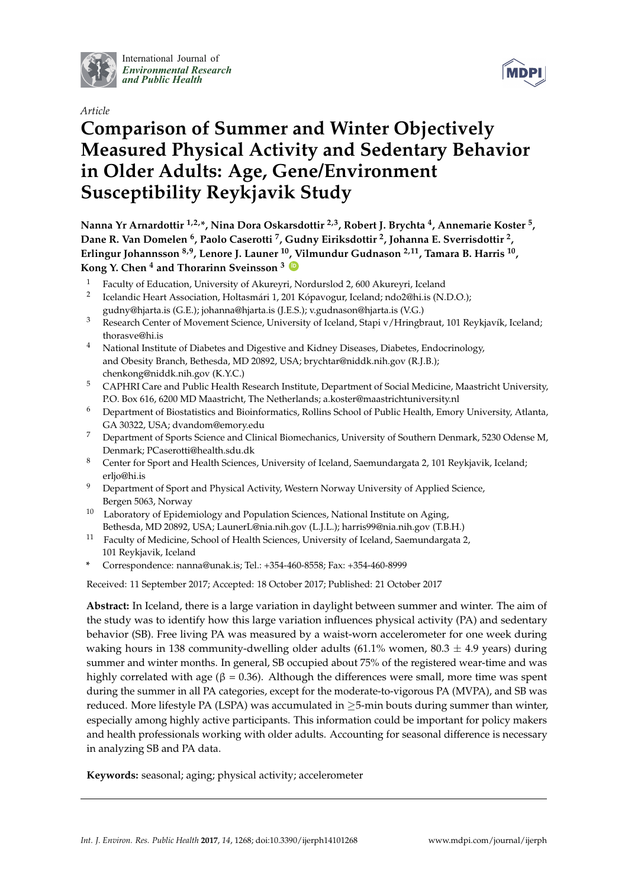*Article*

# Comparison of Summer and Winter Objectively Measured Physical Activity and Sedentary Behavior in Older Adults: Age, Gene/Environment Susceptibility Reykjavik Study

**Nanna Yr Arnardottir [1,2,*], Nina Dora Oskarsdottir [2,3], Robert J. Brychta [4], Annemarie Koster [5], Dane R. Van Domelen [6], Paolo Caserotti [7], Gudny Eiriksdottir [2], Johanna E. Sverrisdottir [2], Erlingur Johannsson [8,9], Lenore J. Launer [10], Vilmundur Gudnason [2,11], Tamara B. Harris [10], Kong Y. Chen [4] and Thorarinn Sveinsson [3]**

1. Faculty of Education, University of Akureyri, Nordurslod 2, 600 Akureyri, Iceland
2. Icelandic Heart Association, Holtasmári 1, 201 Kópavogur, Iceland; ndo2@hi.is (N.D.O.); gudny@hjarta.is (G.E.); johanna@hjarta.is (J.E.S.); v.gudnason@hjarta.is (V.G.)
3. Research Center of Movement Science, University of Iceland, Stapi v/Hringbraut, 101 Reykjavík, Iceland; thorasve@hi.is
4. National Institute of Diabetes and Digestive and Kidney Diseases, Diabetes, Endocrinology, and Obesity Branch, Bethesda, MD 20892, USA; brychtar@niddk.nih.gov (R.J.B.); chenkong@niddk.nih.gov (K.Y.C.)
5. CAPHRI Care and Public Health Research Institute, Department of Social Medicine, Maastricht University, P.O. Box 616, 6200 MD Maastricht, The Netherlands; a.koster@maastrichtuniversity.nl
6. Department of Biostatistics and Bioinformatics, Rollins School of Public Health, Emory University, Atlanta, GA 30322, USA; dvandom@emory.edu
7. Department of Sports Science and Clinical Biomechanics, University of Southern Denmark, 5230 Odense M, Denmark; PCaserotti@health.sdu.dk
8. Center for Sport and Health Sciences, University of Iceland, Saemundargata 2, 101 Reykjavik, Iceland; erljo@hi.is
9. Department of Sport and Physical Activity, Western Norway University of Applied Science, Bergen 5063, Norway
10. Laboratory of Epidemiology and Population Sciences, National Institute on Aging, Bethesda, MD 20892, USA; LaunerL@nia.nih.gov (L.J.L.); harris99@nia.nih.gov (T.B.H.)
11. Faculty of Medicine, School of Health Sciences, University of Iceland, Saemundargata 2, 101 Reykjavik, Iceland

\* Correspondence: nanna@unak.is; Tel.: +354-460-8558; Fax: +354-460-8999

Received: 11 September 2017; Accepted: 18 October 2017; Published: 21 October 2017

**Abstract:** In Iceland, there is a large variation in daylight between summer and winter. The aim of the study was to identify how this large variation influences physical activity (PA) and sedentary behavior (SB). Free living PA was measured by a waist-worn accelerometer for one week during waking hours in 138 community-dwelling older adults (61.1% women, 80.3 ± 4.9 years) during summer and winter months. In general, SB occupied about 75% of the registered wear-time and was highly correlated with age ($\beta = 0.36$). Although the differences were small, more time was spent during the summer in all PA categories, except for the moderate-to-vigorous PA (MVPA), and SB was reduced. More lifestyle PA (LSPA) was accumulated in ≥5-min bouts during summer than winter, especially among highly active participants. This information could be important for policy makers and health professionals working with older adults. Accounting for seasonal difference is necessary in analyzing SB and PA data.

**Keywords:** seasonal; aging; physical activity; accelerometer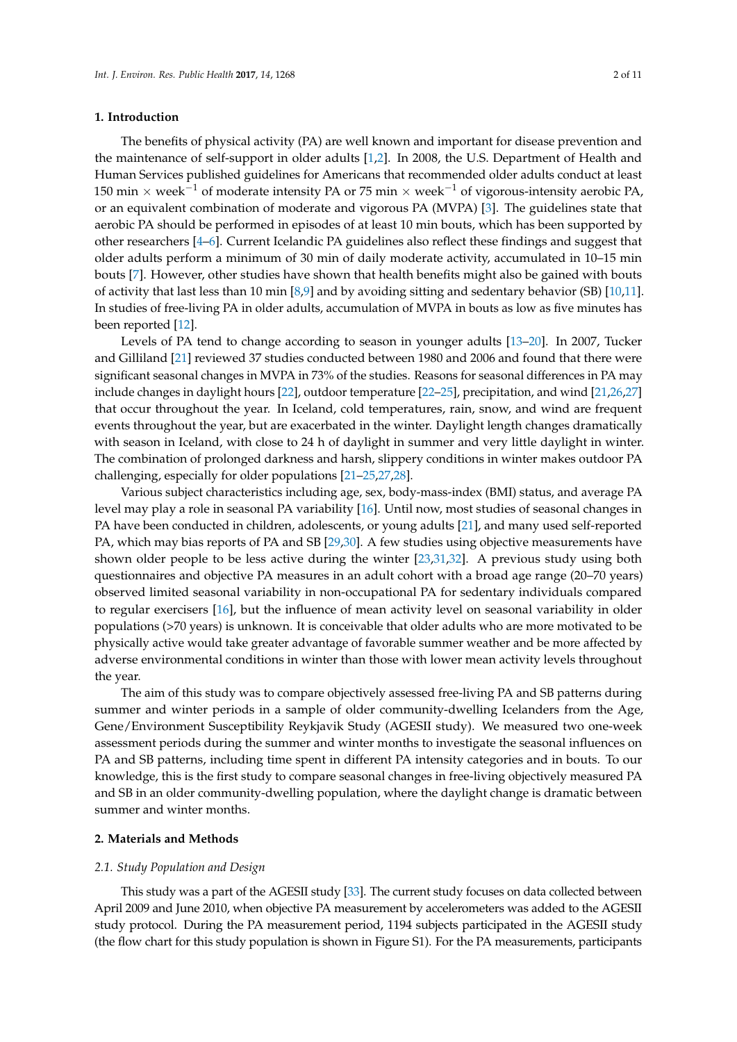## 1. Introduction

The benefits of physical activity (PA) are well known and important for disease prevention and the maintenance of self-support in older adults [1,2]. In 2008, the U.S. Department of Health and Human Services published guidelines for Americans that recommended older adults conduct at least 150 min $\times$ week$^{-1}$ of moderate intensity PA or 75 min $\times$ week$^{-1}$ of vigorous-intensity aerobic PA, or an equivalent combination of moderate and vigorous PA (MVPA) [3]. The guidelines state that aerobic PA should be performed in episodes of at least 10 min bouts, which has been supported by other researchers [4–6]. Current Icelandic PA guidelines also reflect these findings and suggest that older adults perform a minimum of 30 min of daily moderate activity, accumulated in 10–15 min bouts [7]. However, other studies have shown that health benefits might also be gained with bouts of activity that last less than 10 min [8,9] and by avoiding sitting and sedentary behavior (SB) [10,11]. In studies of free-living PA in older adults, accumulation of MVPA in bouts as low as five minutes has been reported [12].

Levels of PA tend to change according to season in younger adults [13–20]. In 2007, Tucker and Gilliland [21] reviewed 37 studies conducted between 1980 and 2006 and found that there were significant seasonal changes in MVPA in 73% of the studies. Reasons for seasonal differences in PA may include changes in daylight hours [22], outdoor temperature [22–25], precipitation, and wind [21,26,27] that occur throughout the year. In Iceland, cold temperatures, rain, snow, and wind are frequent events throughout the year, but are exacerbated in the winter. Daylight length changes dramatically with season in Iceland, with close to 24 h of daylight in summer and very little daylight in winter. The combination of prolonged darkness and harsh, slippery conditions in winter makes outdoor PA challenging, especially for older populations [21–25,27,28].

Various subject characteristics including age, sex, body-mass-index (BMI) status, and average PA level may play a role in seasonal PA variability [16]. Until now, most studies of seasonal changes in PA have been conducted in children, adolescents, or young adults [21], and many used self-reported PA, which may bias reports of PA and SB [29,30]. A few studies using objective measurements have shown older people to be less active during the winter [23,31,32]. A previous study using both questionnaires and objective PA measures in an adult cohort with a broad age range (20–70 years) observed limited seasonal variability in non-occupational PA for sedentary individuals compared to regular exercisers [16], but the influence of mean activity level on seasonal variability in older populations (>70 years) is unknown. It is conceivable that older adults who are more motivated to be physically active would take greater advantage of favorable summer weather and be more affected by adverse environmental conditions in winter than those with lower mean activity levels throughout the year.

The aim of this study was to compare objectively assessed free-living PA and SB patterns during summer and winter periods in a sample of older community-dwelling Icelanders from the Age, Gene/Environment Susceptibility Reykjavik Study (AGESII study). We measured two one-week assessment periods during the summer and winter months to investigate the seasonal influences on PA and SB patterns, including time spent in different PA intensity categories and in bouts. To our knowledge, this is the first study to compare seasonal changes in free-living objectively measured PA and SB in an older community-dwelling population, where the daylight change is dramatic between summer and winter months.

## 2. Materials and Methods

### 2.1. Study Population and Design

This study was a part of the AGESII study [33]. The current study focuses on data collected between April 2009 and June 2010, when objective PA measurement by accelerometers was added to the AGESII study protocol. During the PA measurement period, 1194 subjects participated in the AGESII study (the flow chart for this study population is shown in Figure S1). For the PA measurements, participants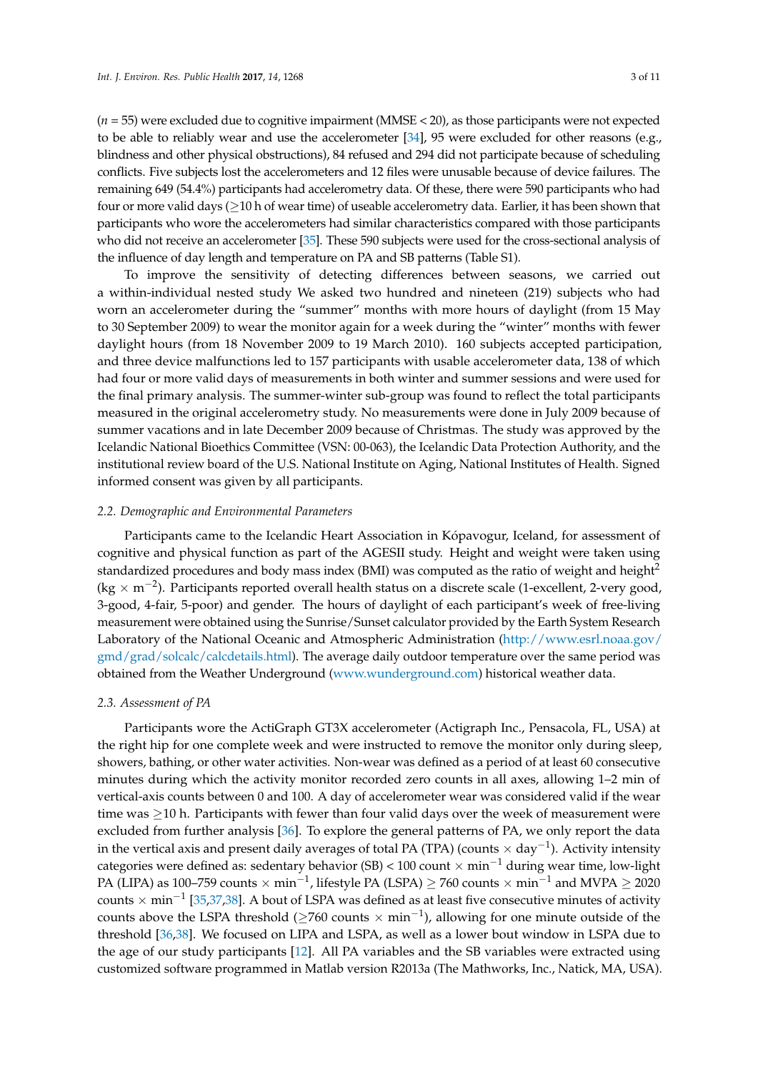($n$ = 55) were excluded due to cognitive impairment (MMSE < 20), as those participants were not expected to be able to reliably wear and use the accelerometer [34], 95 were excluded for other reasons (e.g., blindness and other physical obstructions), 84 refused and 294 did not participate because of scheduling conflicts. Five subjects lost the accelerometers and 12 files were unusable because of device failures. The remaining 649 (54.4%) participants had accelerometry data. Of these, there were 590 participants who had four or more valid days ($\geq$10 h of wear time) of useable accelerometry data. Earlier, it has been shown that participants who wore the accelerometers had similar characteristics compared with those participants who did not receive an accelerometer [35]. These 590 subjects were used for the cross-sectional analysis of the influence of day length and temperature on PA and SB patterns (Table S1).

To improve the sensitivity of detecting differences between seasons, we carried out a within-individual nested study We asked two hundred and nineteen (219) subjects who had worn an accelerometer during the "summer" months with more hours of daylight (from 15 May to 30 September 2009) to wear the monitor again for a week during the "winter" months with fewer daylight hours (from 18 November 2009 to 19 March 2010). 160 subjects accepted participation, and three device malfunctions led to 157 participants with usable accelerometer data, 138 of which had four or more valid days of measurements in both winter and summer sessions and were used for the final primary analysis. The summer-winter sub-group was found to reflect the total participants measured in the original accelerometry study. No measurements were done in July 2009 because of summer vacations and in late December 2009 because of Christmas. The study was approved by the Icelandic National Bioethics Committee (VSN: 00-063), the Icelandic Data Protection Authority, and the institutional review board of the U.S. National Institute on Aging, National Institutes of Health. Signed informed consent was given by all participants.

### 2.2. Demographic and Environmental Parameters

Participants came to the Icelandic Heart Association in Kópavogur, Iceland, for assessment of cognitive and physical function as part of the AGESII study. Height and weight were taken using standardized procedures and body mass index (BMI) was computed as the ratio of weight and height$^2$ (kg $\times$ m$^{-2}$). Participants reported overall health status on a discrete scale (1-excellent, 2-very good, 3-good, 4-fair, 5-poor) and gender. The hours of daylight of each participant's week of free-living measurement were obtained using the Sunrise/Sunset calculator provided by the Earth System Research Laboratory of the National Oceanic and Atmospheric Administration (http://www.esrl.noaa.gov/gmd/grad/solcalc/calcdetails.html). The average daily outdoor temperature over the same period was obtained from the Weather Underground (www.wunderground.com) historical weather data.

### 2.3. Assessment of PA

Participants wore the ActiGraph GT3X accelerometer (Actigraph Inc., Pensacola, FL, USA) at the right hip for one complete week and were instructed to remove the monitor only during sleep, showers, bathing, or other water activities. Non-wear was defined as a period of at least 60 consecutive minutes during which the activity monitor recorded zero counts in all axes, allowing 1–2 min of vertical-axis counts between 0 and 100. A day of accelerometer wear was considered valid if the wear time was $\geq$10 h. Participants with fewer than four valid days over the week of measurement were excluded from further analysis [36]. To explore the general patterns of PA, we only report the data in the vertical axis and present daily averages of total PA (TPA) (counts $\times$ day$^{-1}$). Activity intensity categories were defined as: sedentary behavior (SB) < 100 count $\times$ min$^{-1}$ during wear time, low-light PA (LIPA) as 100–759 counts $\times$ min$^{-1}$, lifestyle PA (LSPA) $\geq$ 760 counts $\times$ min$^{-1}$ and MVPA $\geq$ 2020 counts $\times$ min$^{-1}$ [35,37,38]. A bout of LSPA was defined as at least five consecutive minutes of activity counts above the LSPA threshold ($\geq$760 counts $\times$ min$^{-1}$), allowing for one minute outside of the threshold [36,38]. We focused on LIPA and LSPA, as well as a lower bout window in LSPA due to the age of our study participants [12]. All PA variables and the SB variables were extracted using customized software programmed in Matlab version R2013a (The Mathworks, Inc., Natick, MA, USA).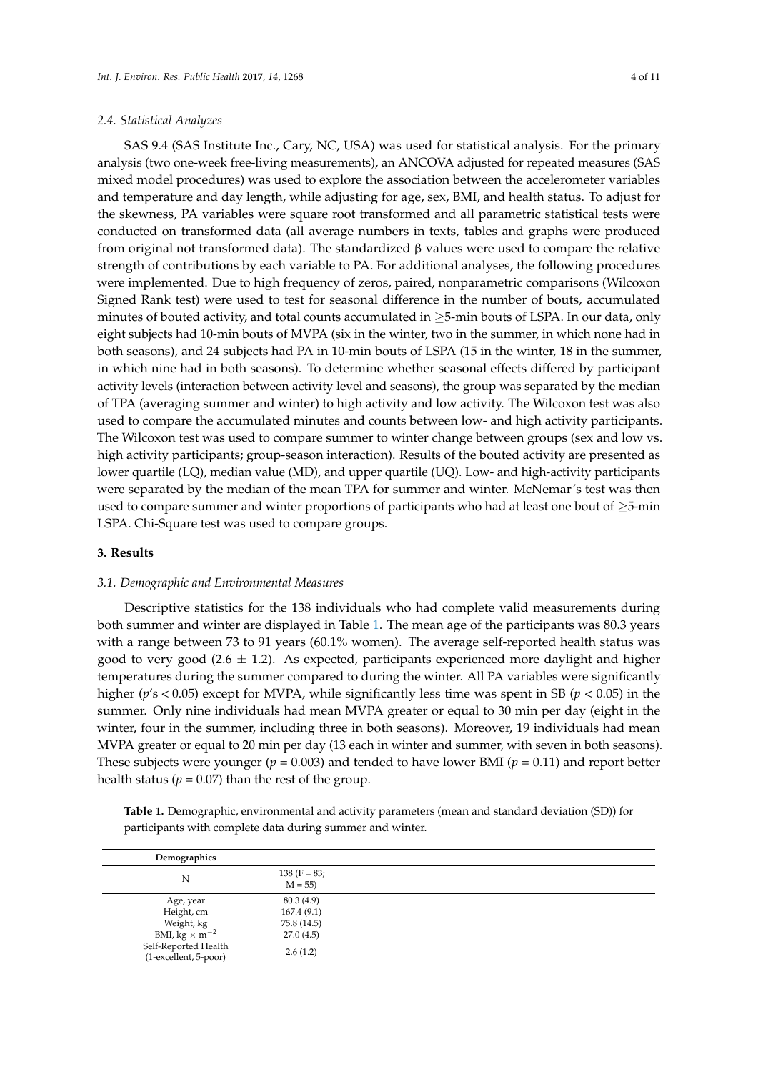### 2.4. Statistical Analyzes

SAS 9.4 (SAS Institute Inc., Cary, NC, USA) was used for statistical analysis. For the primary analysis (two one-week free-living measurements), an ANCOVA adjusted for repeated measures (SAS mixed model procedures) was used to explore the association between the accelerometer variables and temperature and day length, while adjusting for age, sex, BMI, and health status. To adjust for the skewness, PA variables were square root transformed and all parametric statistical tests were conducted on transformed data (all average numbers in texts, tables and graphs were produced from original not transformed data). The standardized β values were used to compare the relative strength of contributions by each variable to PA. For additional analyses, the following procedures were implemented. Due to high frequency of zeros, paired, nonparametric comparisons (Wilcoxon Signed Rank test) were used to test for seasonal difference in the number of bouts, accumulated minutes of bouted activity, and total counts accumulated in ≥5-min bouts of LSPA. In our data, only eight subjects had 10-min bouts of MVPA (six in the winter, two in the summer, in which none had in both seasons), and 24 subjects had PA in 10-min bouts of LSPA (15 in the winter, 18 in the summer, in which nine had in both seasons). To determine whether seasonal effects differed by participant activity levels (interaction between activity level and seasons), the group was separated by the median of TPA (averaging summer and winter) to high activity and low activity. The Wilcoxon test was also used to compare the accumulated minutes and counts between low- and high activity participants. The Wilcoxon test was used to compare summer to winter change between groups (sex and low vs. high activity participants; group-season interaction). Results of the bouted activity are presented as lower quartile (LQ), median value (MD), and upper quartile (UQ). Low- and high-activity participants were separated by the median of the mean TPA for summer and winter. McNemar's test was then used to compare summer and winter proportions of participants who had at least one bout of ≥5-min LSPA. Chi-Square test was used to compare groups.

## 3. Results

### 3.1. Demographic and Environmental Measures

Descriptive statistics for the 138 individuals who had complete valid measurements during both summer and winter are displayed in Table 1. The mean age of the participants was 80.3 years with a range between 73 to 91 years (60.1% women). The average self-reported health status was good to very good (2.6 ± 1.2). As expected, participants experienced more daylight and higher temperatures during the summer compared to during the winter. All PA variables were significantly higher ($p$'s < 0.05) except for MVPA, while significantly less time was spent in SB ($p < 0.05$) in the summer. Only nine individuals had mean MVPA greater or equal to 30 min per day (eight in the winter, four in the summer, including three in both seasons). Moreover, 19 individuals had mean MVPA greater or equal to 20 min per day (13 each in winter and summer, with seven in both seasons). These subjects were younger ($p = 0.003$) and tended to have lower BMI ($p = 0.11$) and report better health status ($p = 0.07$) than the rest of the group.

**Table 1.** Demographic, environmental and activity parameters (mean and standard deviation (SD)) for participants with complete data during summer and winter.

| Demographics | |
|---|---|
| N | 138 (F = 83; M = 55) |
| Age, year | 80.3 (4.9) |
| Height, cm | 167.4 (9.1) |
| Weight, kg | 75.8 (14.5) |
| BMI, kg × m$^{-2}$ | 27.0 (4.5) |
| Self-Reported Health (1-excellent, 5-poor) | 2.6 (1.2) |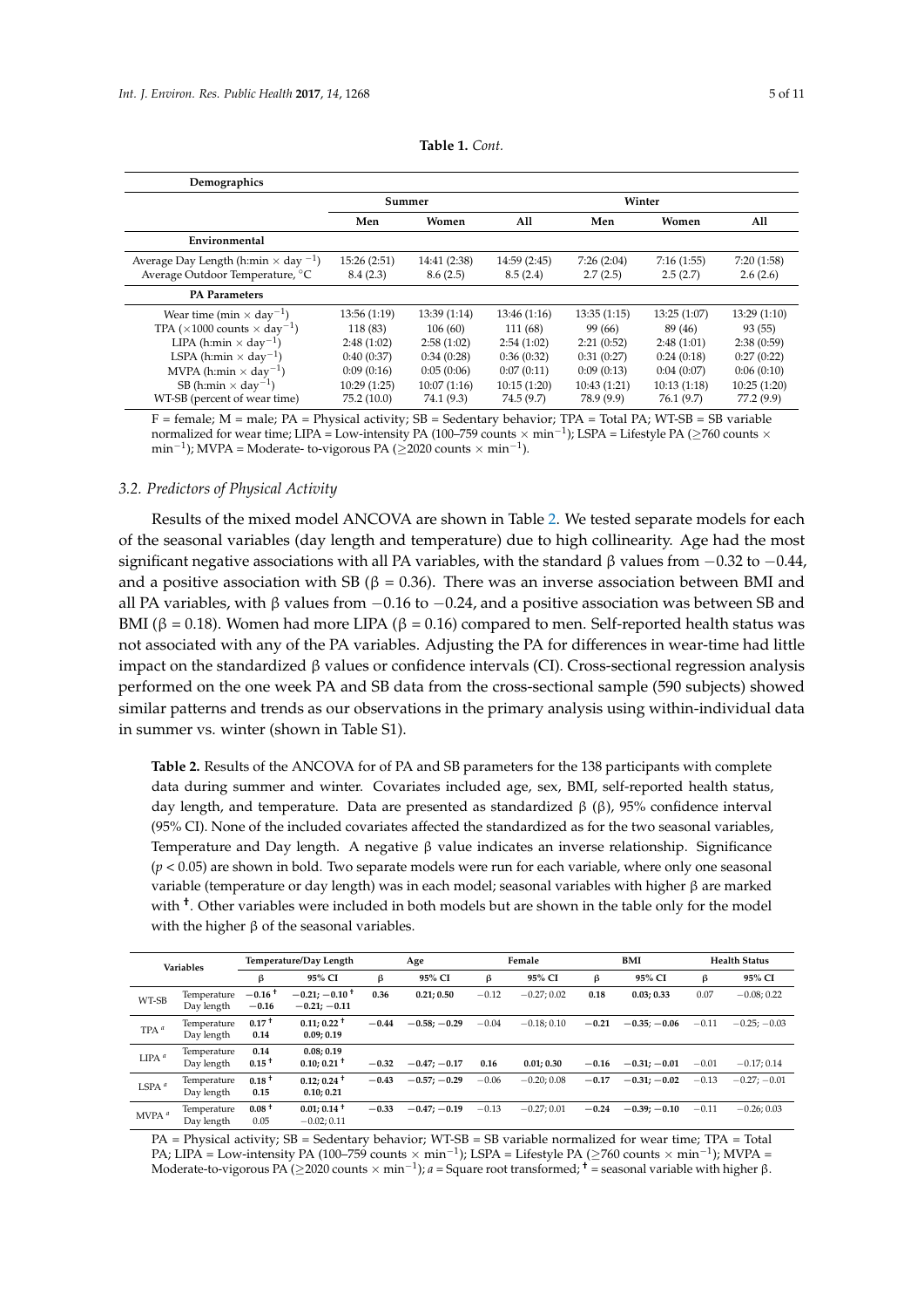**Table 1.** *Cont.*

| Demographics | | | | | | |
|---|---|---|---|---|---|---|
| | Summer | | | Winter | | |
| | Men | Women | All | Men | Women | All |
| **Environmental** | | | | | | |
| Average Day Length (h:min × day $^{-1}$) | 15:26 (2:51) | 14:41 (2:38) | 14:59 (2:45) | 7:26 (2:04) | 7:16 (1:55) | 7:20 (1:58) |
| Average Outdoor Temperature, °C | 8.4 (2.3) | 8.6 (2.5) | 8.5 (2.4) | 2.7 (2.5) | 2.5 (2.7) | 2.6 (2.6) |
| **PA Parameters** | | | | | | |
| Wear time (min × day$^{-1}$) | 13:56 (1:19) | 13:39 (1:14) | 13:46 (1:16) | 13:35 (1:15) | 13:25 (1:07) | 13:29 (1:10) |
| TPA (×1000 counts × day$^{-1}$) | 118 (83) | 106 (60) | 111 (68) | 99 (66) | 89 (46) | 93 (55) |
| LIPA (h:min × day$^{-1}$) | 2:48 (1:02) | 2:58 (1:02) | 2:54 (1:02) | 2:21 (0:52) | 2:48 (1:01) | 2:38 (0:59) |
| LSPA (h:min × day$^{-1}$) | 0:40 (0:37) | 0:34 (0:28) | 0:36 (0:32) | 0:31 (0:27) | 0:24 (0:18) | 0:27 (0:22) |
| MVPA (h:min × day$^{-1}$) | 0:09 (0:16) | 0:05 (0:06) | 0:07 (0:11) | 0:09 (0:13) | 0:04 (0:07) | 0:06 (0:10) |
| SB (h:min × day$^{-1}$) | 10:29 (1:25) | 10:07 (1:16) | 10:15 (1:20) | 10:43 (1:21) | 10:13 (1:18) | 10:25 (1:20) |
| WT-SB (percent of wear time) | 75.2 (10.0) | 74.1 (9.3) | 74.5 (9.7) | 78.9 (9.9) | 76.1 (9.7) | 77.2 (9.9) |

F = female; M = male; PA = Physical activity; SB = Sedentary behavior; TPA = Total PA; WT-SB = SB variable normalized for wear time; LIPA = Low-intensity PA (100–759 counts × min$^{-1}$); LSPA = Lifestyle PA (≥760 counts × min$^{-1}$); MVPA = Moderate- to-vigorous PA (≥2020 counts × min$^{-1}$).

### 3.2. Predictors of Physical Activity

Results of the mixed model ANCOVA are shown in Table 2. We tested separate models for each of the seasonal variables (day length and temperature) due to high collinearity. Age had the most significant negative associations with all PA variables, with the standard β values from −0.32 to −0.44, and a positive association with SB (β = 0.36). There was an inverse association between BMI and all PA variables, with β values from −0.16 to −0.24, and a positive association was between SB and BMI (β = 0.18). Women had more LIPA (β = 0.16) compared to men. Self-reported health status was not associated with any of the PA variables. Adjusting the PA for differences in wear-time had little impact on the standardized β values or confidence intervals (CI). Cross-sectional regression analysis performed on the one week PA and SB data from the cross-sectional sample (590 subjects) showed similar patterns and trends as our observations in the primary analysis using within-individual data in summer vs. winter (shown in Table S1).

**Table 2.** Results of the ANCOVA for of PA and SB parameters for the 138 participants with complete data during summer and winter. Covariates included age, sex, BMI, self-reported health status, day length, and temperature. Data are presented as standardized β (β), 95% confidence interval (95% CI). None of the included covariates affected the standardized as for the two seasonal variables, Temperature and Day length. A negative β value indicates an inverse relationship. Significance ($p < 0.05$) are shown in bold. Two separate models were run for each variable, where only one seasonal variable (temperature or day length) was in each model; seasonal variables with higher β are marked with †. Other variables were included in both models but are shown in the table only for the model with the higher β of the seasonal variables.

| Variables | | Temperature/Day Length β | Temperature/Day Length 95% CI | Age β | Age 95% CI | Female β | Female 95% CI | BMI β | BMI 95% CI | Health Status β | Health Status 95% CI |
|---|---|---|---|---|---|---|---|---|---|---|---|
| WT-SB | Temperature | **−0.16 †** | **−0.21; −0.10 †** | **0.36** | **0.21; 0.50** | −0.12 | −0.27; 0.02 | **0.18** | **0.03; 0.33** | 0.07 | −0.08; 0.22 |
| | Day length | **−0.16** | **−0.21; −0.11** | | | | | | | | |
| TPA $^{a}$ | Temperature | **0.17 †** | **0.11; 0.22 †** | **−0.44** | **−0.58; −0.29** | −0.04 | −0.18; 0.10 | **−0.21** | **−0.35; −0.06** | −0.11 | −0.25; −0.03 |
| | Day length | **0.14** | **0.09; 0.19** | | | | | | | | |
| LIPA $^{a}$ | Temperature | **0.14** | **0.08; 0.19** | | | | | | | | |
| | Day length | **0.15 †** | **0.10; 0.21 †** | **−0.32** | **−0.47; −0.17** | **0.16** | **0.01; 0.30** | **−0.16** | **−0.31; −0.01** | −0.01 | −0.17; 0.14 |
| LSPA $^{a}$ | Temperature | **0.18 †** | **0.12; 0.24 †** | **−0.43** | **−0.57; −0.29** | −0.06 | −0.20; 0.08 | **−0.17** | **−0.31; −0.02** | −0.13 | −0.27; −0.01 |
| | Day length | **0.15** | **0.10; 0.21** | | | | | | | | |
| MVPA $^{a}$ | Temperature | **0.08 †** | **0.01; 0.14 †** | **−0.33** | **−0.47; −0.19** | −0.13 | −0.27; 0.01 | **−0.24** | **−0.39; −0.10** | −0.11 | −0.26; 0.03 |
| | Day length | 0.05 | −0.02; 0.11 | | | | | | | | |

PA = Physical activity; SB = Sedentary behavior; WT-SB = SB variable normalized for wear time; TPA = Total PA; LIPA = Low-intensity PA (100–759 counts × min$^{-1}$); LSPA = Lifestyle PA (≥760 counts × min$^{-1}$); MVPA = Moderate-to-vigorous PA (≥2020 counts × min$^{-1}$); *a* = Square root transformed; † = seasonal variable with higher β.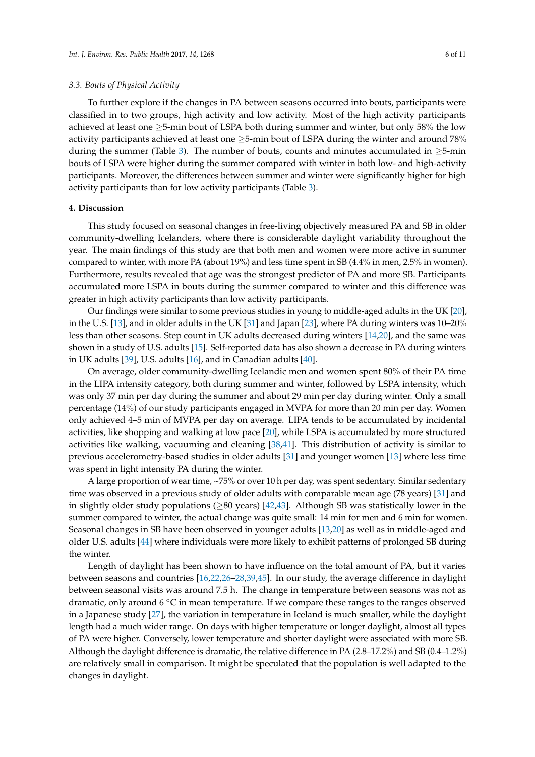### 3.3. Bouts of Physical Activity

To further explore if the changes in PA between seasons occurred into bouts, participants were classified in to two groups, high activity and low activity. Most of the high activity participants achieved at least one ≥5-min bout of LSPA both during summer and winter, but only 58% the low activity participants achieved at least one ≥5-min bout of LSPA during the winter and around 78% during the summer (Table 3). The number of bouts, counts and minutes accumulated in ≥5-min bouts of LSPA were higher during the summer compared with winter in both low- and high-activity participants. Moreover, the differences between summer and winter were significantly higher for high activity participants than for low activity participants (Table 3).

## 4. Discussion

This study focused on seasonal changes in free-living objectively measured PA and SB in older community-dwelling Icelanders, where there is considerable daylight variability throughout the year. The main findings of this study are that both men and women were more active in summer compared to winter, with more PA (about 19%) and less time spent in SB (4.4% in men, 2.5% in women). Furthermore, results revealed that age was the strongest predictor of PA and more SB. Participants accumulated more LSPA in bouts during the summer compared to winter and this difference was greater in high activity participants than low activity participants.

Our findings were similar to some previous studies in young to middle-aged adults in the UK [20], in the U.S. [13], and in older adults in the UK [31] and Japan [23], where PA during winters was 10–20% less than other seasons. Step count in UK adults decreased during winters [14,20], and the same was shown in a study of U.S. adults [15]. Self-reported data has also shown a decrease in PA during winters in UK adults [39], U.S. adults [16], and in Canadian adults [40].

On average, older community-dwelling Icelandic men and women spent 80% of their PA time in the LIPA intensity category, both during summer and winter, followed by LSPA intensity, which was only 37 min per day during the summer and about 29 min per day during winter. Only a small percentage (14%) of our study participants engaged in MVPA for more than 20 min per day. Women only achieved 4–5 min of MVPA per day on average. LIPA tends to be accumulated by incidental activities, like shopping and walking at low pace [20], while LSPA is accumulated by more structured activities like walking, vacuuming and cleaning [38,41]. This distribution of activity is similar to previous accelerometry-based studies in older adults [31] and younger women [13] where less time was spent in light intensity PA during the winter.

A large proportion of wear time, ~75% or over 10 h per day, was spent sedentary. Similar sedentary time was observed in a previous study of older adults with comparable mean age (78 years) [31] and in slightly older study populations (≥80 years) [42,43]. Although SB was statistically lower in the summer compared to winter, the actual change was quite small: 14 min for men and 6 min for women. Seasonal changes in SB have been observed in younger adults [13,20] as well as in middle-aged and older U.S. adults [44] where individuals were more likely to exhibit patterns of prolonged SB during the winter.

Length of daylight has been shown to have influence on the total amount of PA, but it varies between seasons and countries [16,22,26–28,39,45]. In our study, the average difference in daylight between seasonal visits was around 7.5 h. The change in temperature between seasons was not as dramatic, only around 6 °C in mean temperature. If we compare these ranges to the ranges observed in a Japanese study [27], the variation in temperature in Iceland is much smaller, while the daylight length had a much wider range. On days with higher temperature or longer daylight, almost all types of PA were higher. Conversely, lower temperature and shorter daylight were associated with more SB. Although the daylight difference is dramatic, the relative difference in PA (2.8–17.2%) and SB (0.4–1.2%) are relatively small in comparison. It might be speculated that the population is well adapted to the changes in daylight.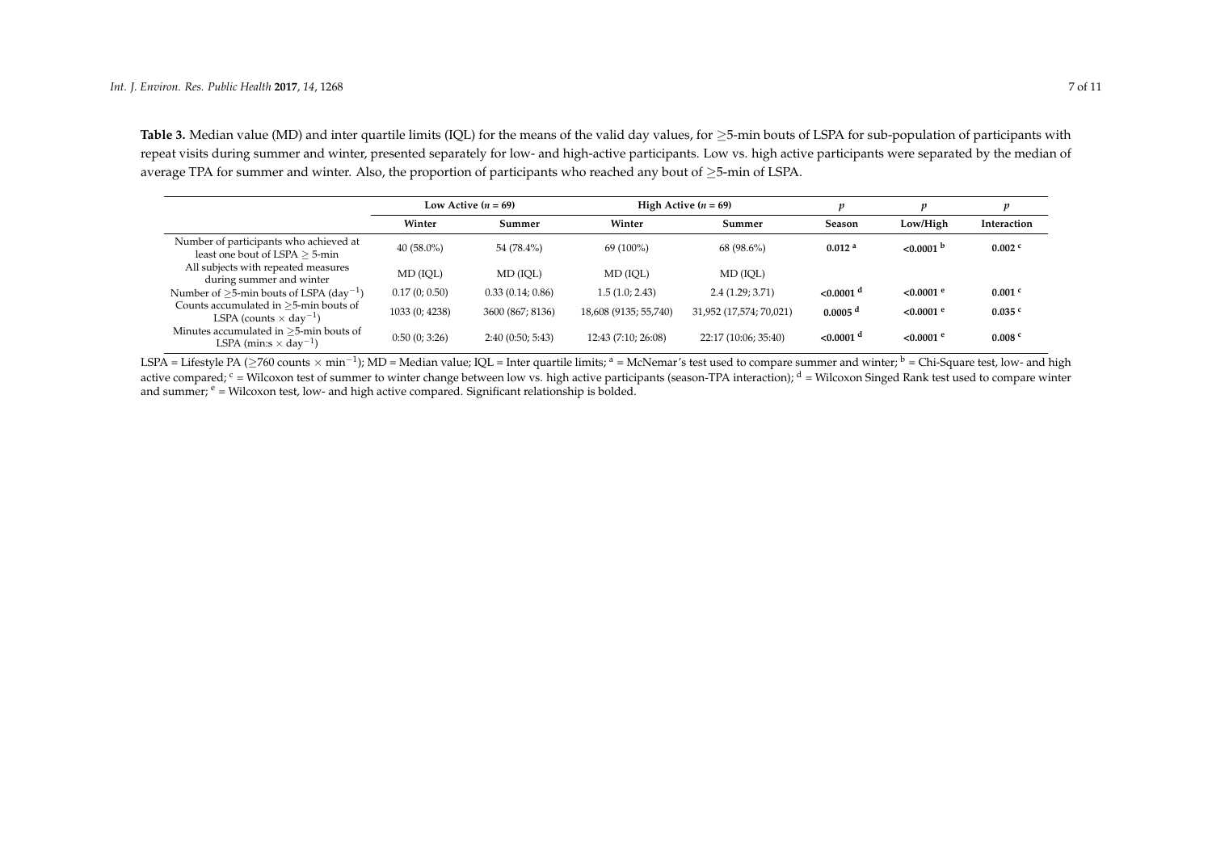**Table 3.** Median value (MD) and inter quartile limits (IQL) for the means of the valid day values, for ≥5-min bouts of LSPA for sub-population of participants with repeat visits during summer and winter, presented separately for low- and high-active participants. Low vs. high active participants were separated by the median of average TPA for summer and winter. Also, the proportion of participants who reached any bout of ≥5-min of LSPA.

| | Low Active ($n$ = 69) | | High Active ($n$ = 69) | | $p$ | $p$ | $p$ |
|---|---|---|---|---|---|---|---|
| | **Winter** | **Summer** | **Winter** | **Summer** | **Season** | **Low/High** | **Interaction** |
| Number of participants who achieved at least one bout of LSPA ≥ 5-min | 40 (58.0%) | 54 (78.4%) | 69 (100%) | 68 (98.6%) | **0.012** [a] | **<0.0001** [b] | **0.002** [c] |
| All subjects with repeated measures during summer and winter | MD (IQL) | MD (IQL) | MD (IQL) | MD (IQL) | | | |
| Number of ≥5-min bouts of LSPA ($day^{-1}$) | 0.17 (0; 0.50) | 0.33 (0.14; 0.86) | 1.5 (1.0; 2.43) | 2.4 (1.29; 3.71) | **<0.0001** [d] | **<0.0001** [e] | **0.001** [c] |
| Counts accumulated in ≥5-min bouts of LSPA (counts × $day^{-1}$) | 1033 (0; 4238) | 3600 (867; 8136) | 18,608 (9135; 55,740) | 31,952 (17,574; 70,021) | **0.0005** [d] | **<0.0001** [e] | **0.035** [c] |
| Minutes accumulated in ≥5-min bouts of LSPA (min:s × $day^{-1}$) | 0:50 (0; 3:26) | 2:40 (0:50; 5:43) | 12:43 (7:10; 26:08) | 22:17 (10:06; 35:40) | **<0.0001** [d] | **<0.0001** [e] | **0.008** [c] |

LSPA = Lifestyle PA (≥760 counts × $min^{-1}$); MD = Median value; IQL = Inter quartile limits; [a] = McNemar's test used to compare summer and winter; [b] = Chi-Square test, low- and high active compared; [c] = Wilcoxon test of summer to winter change between low vs. high active participants (season-TPA interaction); [d] = Wilcoxon Singed Rank test used to compare winter and summer; [e] = Wilcoxon test, low- and high active compared. Significant relationship is bolded.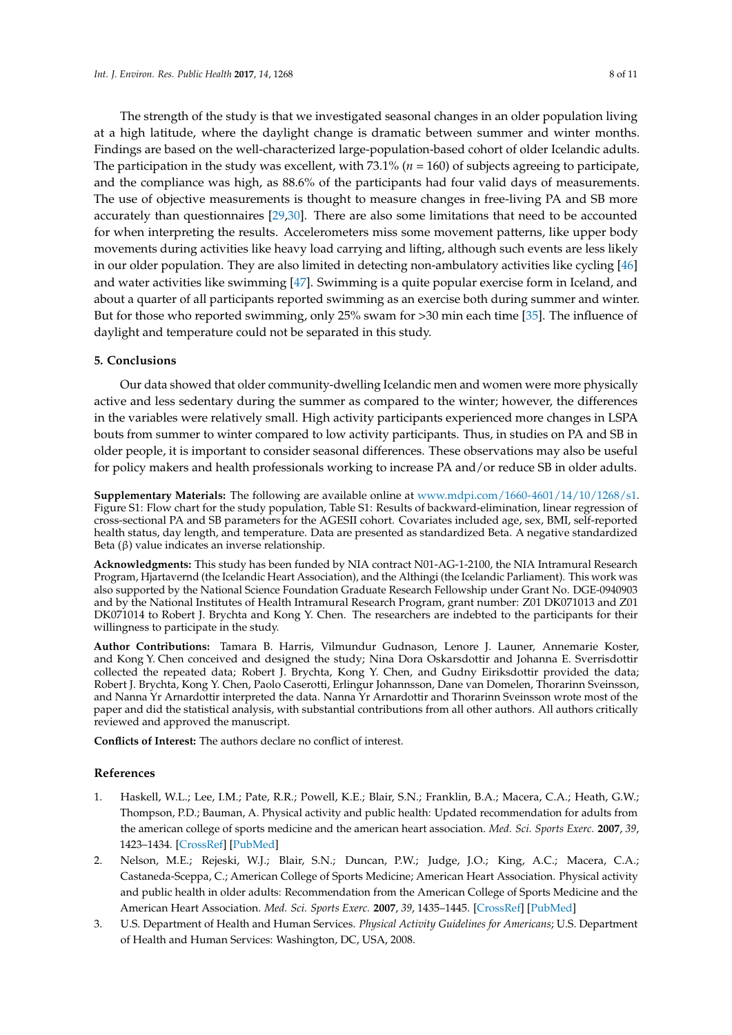The strength of the study is that we investigated seasonal changes in an older population living at a high latitude, where the daylight change is dramatic between summer and winter months. Findings are based on the well-characterized large-population-based cohort of older Icelandic adults. The participation in the study was excellent, with 73.1% ($n$ = 160) of subjects agreeing to participate, and the compliance was high, as 88.6% of the participants had four valid days of measurements. The use of objective measurements is thought to measure changes in free-living PA and SB more accurately than questionnaires [29,30]. There are also some limitations that need to be accounted for when interpreting the results. Accelerometers miss some movement patterns, like upper body movements during activities like heavy load carrying and lifting, although such events are less likely in our older population. They are also limited in detecting non-ambulatory activities like cycling [46] and water activities like swimming [47]. Swimming is a quite popular exercise form in Iceland, and about a quarter of all participants reported swimming as an exercise both during summer and winter. But for those who reported swimming, only 25% swam for >30 min each time [35]. The influence of daylight and temperature could not be separated in this study.

## 5. Conclusions

Our data showed that older community-dwelling Icelandic men and women were more physically active and less sedentary during the summer as compared to the winter; however, the differences in the variables were relatively small. High activity participants experienced more changes in LSPA bouts from summer to winter compared to low activity participants. Thus, in studies on PA and SB in older people, it is important to consider seasonal differences. These observations may also be useful for policy makers and health professionals working to increase PA and/or reduce SB in older adults.

**Supplementary Materials:** The following are available online at www.mdpi.com/1660-4601/14/10/1268/s1. Figure S1: Flow chart for the study population, Table S1: Results of backward-elimination, linear regression of cross-sectional PA and SB parameters for the AGESII cohort. Covariates included age, sex, BMI, self-reported health status, day length, and temperature. Data are presented as standardized Beta. A negative standardized Beta (β) value indicates an inverse relationship.

**Acknowledgments:** This study has been funded by NIA contract N01-AG-1-2100, the NIA Intramural Research Program, Hjartavernd (the Icelandic Heart Association), and the Althingi (the Icelandic Parliament). This work was also supported by the National Science Foundation Graduate Research Fellowship under Grant No. DGE-0940903 and by the National Institutes of Health Intramural Research Program, grant number: Z01 DK071013 and Z01 DK071014 to Robert J. Brychta and Kong Y. Chen. The researchers are indebted to the participants for their willingness to participate in the study.

**Author Contributions:** Tamara B. Harris, Vilmundur Gudnason, Lenore J. Launer, Annemarie Koster, and Kong Y. Chen conceived and designed the study; Nina Dora Oskarsdottir and Johanna E. Sverrisdottir collected the repeated data; Robert J. Brychta, Kong Y. Chen, and Gudny Eiriksdottir provided the data; Robert J. Brychta, Kong Y. Chen, Paolo Caserotti, Erlingur Johannsson, Dane van Domelen, Thorarinn Sveinsson, and Nanna Yr Arnardottir interpreted the data. Nanna Yr Arnardottir and Thorarinn Sveinsson wrote most of the paper and did the statistical analysis, with substantial contributions from all other authors. All authors critically reviewed and approved the manuscript.

**Conflicts of Interest:** The authors declare no conflict of interest.

## References

1. Haskell, W.L.; Lee, I.M.; Pate, R.R.; Powell, K.E.; Blair, S.N.; Franklin, B.A.; Macera, C.A.; Heath, G.W.; Thompson, P.D.; Bauman, A. Physical activity and public health: Updated recommendation for adults from the american college of sports medicine and the american heart association. *Med. Sci. Sports Exerc.* **2007**, *39*, 1423–1434. [CrossRef] [PubMed]
2. Nelson, M.E.; Rejeski, W.J.; Blair, S.N.; Duncan, P.W.; Judge, J.O.; King, A.C.; Macera, C.A.; Castaneda-Sceppa, C.; American College of Sports Medicine; American Heart Association. Physical activity and public health in older adults: Recommendation from the American College of Sports Medicine and the American Heart Association. *Med. Sci. Sports Exerc.* **2007**, *39*, 1435–1445. [CrossRef] [PubMed]
3. U.S. Department of Health and Human Services. *Physical Activity Guidelines for Americans*; U.S. Department of Health and Human Services: Washington, DC, USA, 2008.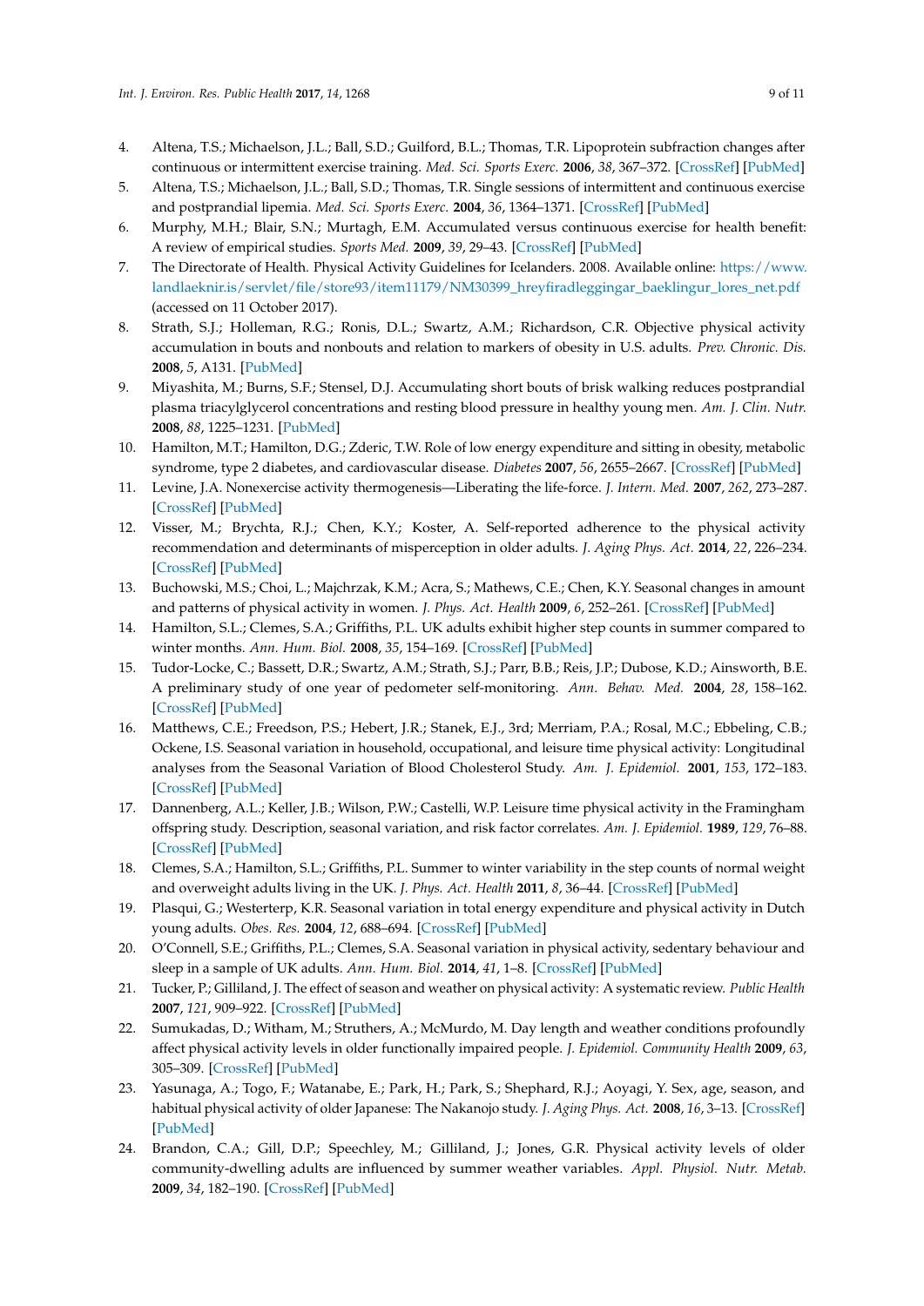4. Altena, T.S.; Michaelson, J.L.; Ball, S.D.; Guilford, B.L.; Thomas, T.R. Lipoprotein subfraction changes after continuous or intermittent exercise training. *Med. Sci. Sports Exerc.* **2006**, *38*, 367–372. [CrossRef] [PubMed]
5. Altena, T.S.; Michaelson, J.L.; Ball, S.D.; Thomas, T.R. Single sessions of intermittent and continuous exercise and postprandial lipemia. *Med. Sci. Sports Exerc.* **2004**, *36*, 1364–1371. [CrossRef] [PubMed]
6. Murphy, M.H.; Blair, S.N.; Murtagh, E.M. Accumulated versus continuous exercise for health benefit: A review of empirical studies. *Sports Med.* **2009**, *39*, 29–43. [CrossRef] [PubMed]
7. The Directorate of Health. Physical Activity Guidelines for Icelanders. 2008. Available online: https://www.landlaeknir.is/servlet/file/store93/item11179/NM30399_hreyfiradleggingar_baeklingur_lores_net.pdf (accessed on 11 October 2017).
8. Strath, S.J.; Holleman, R.G.; Ronis, D.L.; Swartz, A.M.; Richardson, C.R. Objective physical activity accumulation in bouts and nonbouts and relation to markers of obesity in U.S. adults. *Prev. Chronic. Dis.* **2008**, *5*, A131. [PubMed]
9. Miyashita, M.; Burns, S.F.; Stensel, D.J. Accumulating short bouts of brisk walking reduces postprandial plasma triacylglycerol concentrations and resting blood pressure in healthy young men. *Am. J. Clin. Nutr.* **2008**, *88*, 1225–1231. [PubMed]
10. Hamilton, M.T.; Hamilton, D.G.; Zderic, T.W. Role of low energy expenditure and sitting in obesity, metabolic syndrome, type 2 diabetes, and cardiovascular disease. *Diabetes* **2007**, *56*, 2655–2667. [CrossRef] [PubMed]
11. Levine, J.A. Nonexercise activity thermogenesis—Liberating the life-force. *J. Intern. Med.* **2007**, *262*, 273–287. [CrossRef] [PubMed]
12. Visser, M.; Brychta, R.J.; Chen, K.Y.; Koster, A. Self-reported adherence to the physical activity recommendation and determinants of misperception in older adults. *J. Aging Phys. Act.* **2014**, *22*, 226–234. [CrossRef] [PubMed]
13. Buchowski, M.S.; Choi, L.; Majchrzak, K.M.; Acra, S.; Mathews, C.E.; Chen, K.Y. Seasonal changes in amount and patterns of physical activity in women. *J. Phys. Act. Health* **2009**, *6*, 252–261. [CrossRef] [PubMed]
14. Hamilton, S.L.; Clemes, S.A.; Griffiths, P.L. UK adults exhibit higher step counts in summer compared to winter months. *Ann. Hum. Biol.* **2008**, *35*, 154–169. [CrossRef] [PubMed]
15. Tudor-Locke, C.; Bassett, D.R.; Swartz, A.M.; Strath, S.J.; Parr, B.B.; Reis, J.P.; Dubose, K.D.; Ainsworth, B.E. A preliminary study of one year of pedometer self-monitoring. *Ann. Behav. Med.* **2004**, *28*, 158–162. [CrossRef] [PubMed]
16. Matthews, C.E.; Freedson, P.S.; Hebert, J.R.; Stanek, E.J., 3rd; Merriam, P.A.; Rosal, M.C.; Ebbeling, C.B.; Ockene, I.S. Seasonal variation in household, occupational, and leisure time physical activity: Longitudinal analyses from the Seasonal Variation of Blood Cholesterol Study. *Am. J. Epidemiol.* **2001**, *153*, 172–183. [CrossRef] [PubMed]
17. Dannenberg, A.L.; Keller, J.B.; Wilson, P.W.; Castelli, W.P. Leisure time physical activity in the Framingham offspring study. Description, seasonal variation, and risk factor correlates. *Am. J. Epidemiol.* **1989**, *129*, 76–88. [CrossRef] [PubMed]
18. Clemes, S.A.; Hamilton, S.L.; Griffiths, P.L. Summer to winter variability in the step counts of normal weight and overweight adults living in the UK. *J. Phys. Act. Health* **2011**, *8*, 36–44. [CrossRef] [PubMed]
19. Plasqui, G.; Westerterp, K.R. Seasonal variation in total energy expenditure and physical activity in Dutch young adults. *Obes. Res.* **2004**, *12*, 688–694. [CrossRef] [PubMed]
20. O'Connell, S.E.; Griffiths, P.L.; Clemes, S.A. Seasonal variation in physical activity, sedentary behaviour and sleep in a sample of UK adults. *Ann. Hum. Biol.* **2014**, *41*, 1–8. [CrossRef] [PubMed]
21. Tucker, P.; Gilliland, J. The effect of season and weather on physical activity: A systematic review. *Public Health* **2007**, *121*, 909–922. [CrossRef] [PubMed]
22. Sumukadas, D.; Witham, M.; Struthers, A.; McMurdo, M. Day length and weather conditions profoundly affect physical activity levels in older functionally impaired people. *J. Epidemiol. Community Health* **2009**, *63*, 305–309. [CrossRef] [PubMed]
23. Yasunaga, A.; Togo, F.; Watanabe, E.; Park, H.; Park, S.; Shephard, R.J.; Aoyagi, Y. Sex, age, season, and habitual physical activity of older Japanese: The Nakanojo study. *J. Aging Phys. Act.* **2008**, *16*, 3–13. [CrossRef] [PubMed]
24. Brandon, C.A.; Gill, D.P.; Speechley, M.; Gilliland, J.; Jones, G.R. Physical activity levels of older community-dwelling adults are influenced by summer weather variables. *Appl. Physiol. Nutr. Metab.* **2009**, *34*, 182–190. [CrossRef] [PubMed]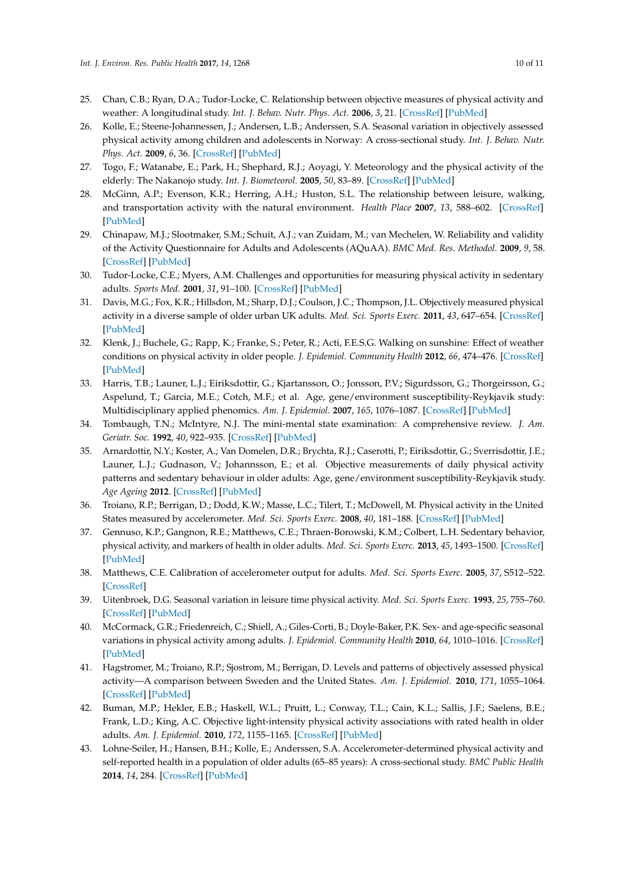25. Chan, C.B.; Ryan, D.A.; Tudor-Locke, C. Relationship between objective measures of physical activity and weather: A longitudinal study. *Int. J. Behav. Nutr. Phys. Act.* **2006**, *3*, 21. [CrossRef] [PubMed]
26. Kolle, E.; Steene-Johannessen, J.; Andersen, L.B.; Anderssen, S.A. Seasonal variation in objectively assessed physical activity among children and adolescents in Norway: A cross-sectional study. *Int. J. Behav. Nutr. Phys. Act.* **2009**, *6*, 36. [CrossRef] [PubMed]
27. Togo, F.; Watanabe, E.; Park, H.; Shephard, R.J.; Aoyagi, Y. Meteorology and the physical activity of the elderly: The Nakanojo study. *Int. J. Biometeorol.* **2005**, *50*, 83–89. [CrossRef] [PubMed]
28. McGinn, A.P.; Evenson, K.R.; Herring, A.H.; Huston, S.L. The relationship between leisure, walking, and transportation activity with the natural environment. *Health Place* **2007**, *13*, 588–602. [CrossRef] [PubMed]
29. Chinapaw, M.J.; Slootmaker, S.M.; Schuit, A.J.; van Zuidam, M.; van Mechelen, W. Reliability and validity of the Activity Questionnaire for Adults and Adolescents (AQuAA). *BMC Med. Res. Methodol.* **2009**, *9*, 58. [CrossRef] [PubMed]
30. Tudor-Locke, C.E.; Myers, A.M. Challenges and opportunities for measuring physical activity in sedentary adults. *Sports Med.* **2001**, *31*, 91–100. [CrossRef] [PubMed]
31. Davis, M.G.; Fox, K.R.; Hillsdon, M.; Sharp, D.J.; Coulson, J.C.; Thompson, J.L. Objectively measured physical activity in a diverse sample of older urban UK adults. *Med. Sci. Sports Exerc.* **2011**, *43*, 647–654. [CrossRef] [PubMed]
32. Klenk, J.; Buchele, G.; Rapp, K.; Franke, S.; Peter, R.; Acti, F.E.S.G. Walking on sunshine: Effect of weather conditions on physical activity in older people. *J. Epidemiol. Community Health* **2012**, *66*, 474–476. [CrossRef] [PubMed]
33. Harris, T.B.; Launer, L.J.; Eiriksdottir, G.; Kjartansson, O.; Jonsson, P.V.; Sigurdsson, G.; Thorgeirsson, G.; Aspelund, T.; Garcia, M.E.; Cotch, M.F.; et al. Age, gene/environment susceptibility-Reykjavik study: Multidisciplinary applied phenomics. *Am. J. Epidemiol.* **2007**, *165*, 1076–1087. [CrossRef] [PubMed]
34. Tombaugh, T.N.; McIntyre, N.J. The mini-mental state examination: A comprehensive review. *J. Am. Geriatr. Soc.* **1992**, *40*, 922–935. [CrossRef] [PubMed]
35. Arnardottir, N.Y.; Koster, A.; Van Domelen, D.R.; Brychta, R.J.; Caserotti, P.; Eiriksdottir, G.; Sverrisdottir, J.E.; Launer, L.J.; Gudnason, V.; Johannsson, E.; et al. Objective measurements of daily physical activity patterns and sedentary behaviour in older adults: Age, gene/environment susceptibility-Reykjavik study. *Age Ageing* **2012**. [CrossRef] [PubMed]
36. Troiano, R.P.; Berrigan, D.; Dodd, K.W.; Masse, L.C.; Tilert, T.; McDowell, M. Physical activity in the United States measured by accelerometer. *Med. Sci. Sports Exerc.* **2008**, *40*, 181–188. [CrossRef] [PubMed]
37. Gennuso, K.P.; Gangnon, R.E.; Matthews, C.E.; Thraen-Borowski, K.M.; Colbert, L.H. Sedentary behavior, physical activity, and markers of health in older adults. *Med. Sci. Sports Exerc.* **2013**, *45*, 1493–1500. [CrossRef] [PubMed]
38. Matthews, C.E. Calibration of accelerometer output for adults. *Med. Sci. Sports Exerc.* **2005**, *37*, S512–522. [CrossRef]
39. Uitenbroek, D.G. Seasonal variation in leisure time physical activity. *Med. Sci. Sports Exerc.* **1993**, *25*, 755–760. [CrossRef] [PubMed]
40. McCormack, G.R.; Friedenreich, C.; Shiell, A.; Giles-Corti, B.; Doyle-Baker, P.K. Sex- and age-specific seasonal variations in physical activity among adults. *J. Epidemiol. Community Health* **2010**, *64*, 1010–1016. [CrossRef] [PubMed]
41. Hagstromer, M.; Troiano, R.P.; Sjostrom, M.; Berrigan, D. Levels and patterns of objectively assessed physical activity—A comparison between Sweden and the United States. *Am. J. Epidemiol.* **2010**, *171*, 1055–1064. [CrossRef] [PubMed]
42. Buman, M.P.; Hekler, E.B.; Haskell, W.L.; Pruitt, L.; Conway, T.L.; Cain, K.L.; Sallis, J.F.; Saelens, B.E.; Frank, L.D.; King, A.C. Objective light-intensity physical activity associations with rated health in older adults. *Am. J. Epidemiol.* **2010**, *172*, 1155–1165. [CrossRef] [PubMed]
43. Lohne-Seiler, H.; Hansen, B.H.; Kolle, E.; Anderssen, S.A. Accelerometer-determined physical activity and self-reported health in a population of older adults (65–85 years): A cross-sectional study. *BMC Public Health* **2014**, *14*, 284. [CrossRef] [PubMed]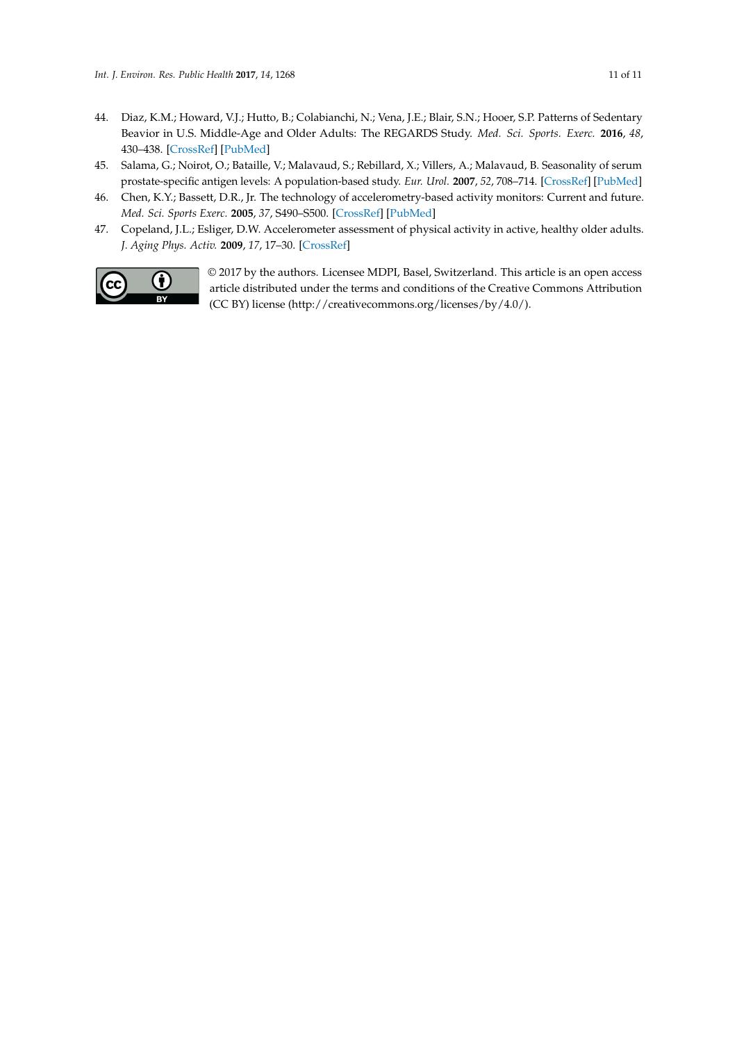44. Diaz, K.M.; Howard, V.J.; Hutto, B.; Colabianchi, N.; Vena, J.E.; Blair, S.N.; Hooer, S.P. Patterns of Sedentary Beavior in U.S. Middle-Age and Older Adults: The REGARDS Study. *Med. Sci. Sports. Exerc.* **2016**, *48*, 430–438. [CrossRef] [PubMed]
45. Salama, G.; Noirot, O.; Bataille, V.; Malavaud, S.; Rebillard, X.; Villers, A.; Malavaud, B. Seasonality of serum prostate-specific antigen levels: A population-based study. *Eur. Urol.* **2007**, *52*, 708–714. [CrossRef] [PubMed]
46. Chen, K.Y.; Bassett, D.R., Jr. The technology of accelerometry-based activity monitors: Current and future. *Med. Sci. Sports Exerc.* **2005**, *37*, S490–S500. [CrossRef] [PubMed]
47. Copeland, J.L.; Esliger, D.W. Accelerometer assessment of physical activity in active, healthy older adults. *J. Aging Phys. Activ.* **2009**, *17*, 17–30. [CrossRef]

© 2017 by the authors. Licensee MDPI, Basel, Switzerland. This article is an open access article distributed under the terms and conditions of the Creative Commons Attribution (CC BY) license (http://creativecommons.org/licenses/by/4.0/).